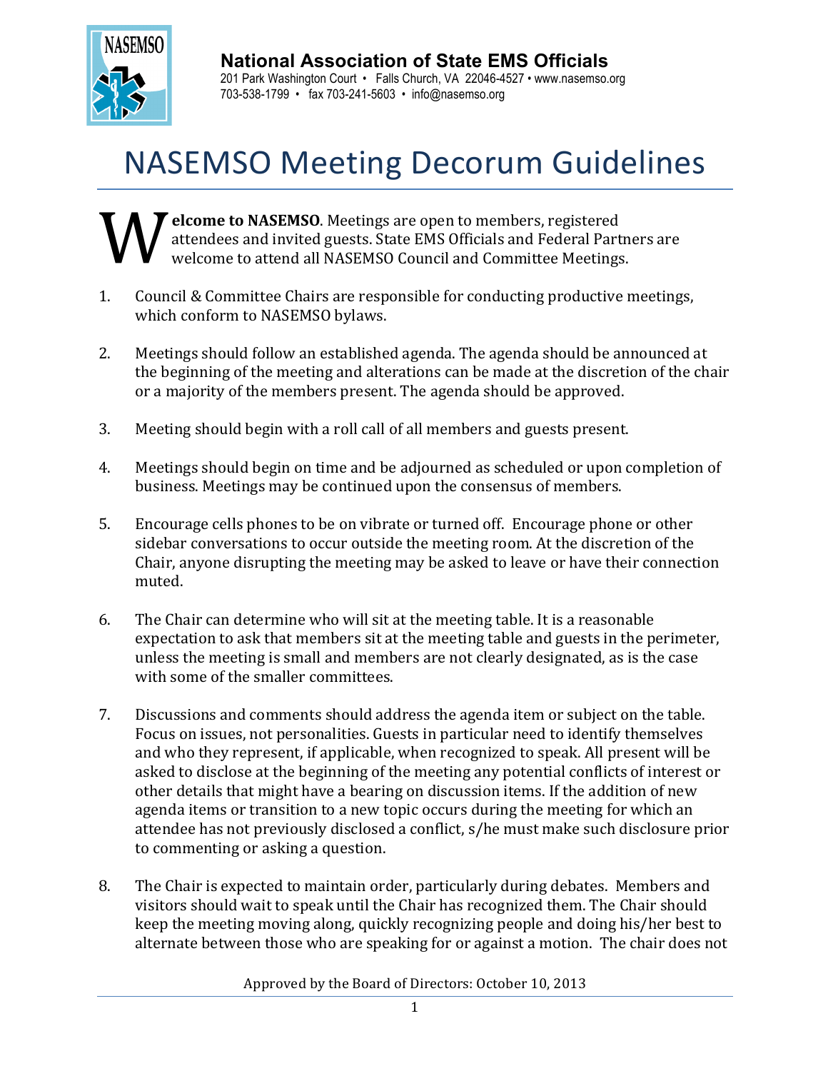**National Association of State EMS Officials**
201 Park Washington Court • Falls Church, VA 22046-4527 • www.nasemso.org
703-538-1799 • fax 703-241-5603 • info@nasemso.org

# NASEMSO Meeting Decorum Guidelines

**Welcome to NASEMSO**. Meetings are open to members, registered attendees and invited guests. State EMS Officials and Federal Partners are welcome to attend all NASEMSO Council and Committee Meetings.

1. Council & Committee Chairs are responsible for conducting productive meetings, which conform to NASEMSO bylaws.

2. Meetings should follow an established agenda. The agenda should be announced at the beginning of the meeting and alterations can be made at the discretion of the chair or a majority of the members present. The agenda should be approved.

3. Meeting should begin with a roll call of all members and guests present.

4. Meetings should begin on time and be adjourned as scheduled or upon completion of business. Meetings may be continued upon the consensus of members.

5. Encourage cells phones to be on vibrate or turned off. Encourage phone or other sidebar conversations to occur outside the meeting room. At the discretion of the Chair, anyone disrupting the meeting may be asked to leave or have their connection muted.

6. The Chair can determine who will sit at the meeting table. It is a reasonable expectation to ask that members sit at the meeting table and guests in the perimeter, unless the meeting is small and members are not clearly designated, as is the case with some of the smaller committees.

7. Discussions and comments should address the agenda item or subject on the table. Focus on issues, not personalities. Guests in particular need to identify themselves and who they represent, if applicable, when recognized to speak. All present will be asked to disclose at the beginning of the meeting any potential conflicts of interest or other details that might have a bearing on discussion items. If the addition of new agenda items or transition to a new topic occurs during the meeting for which an attendee has not previously disclosed a conflict, s/he must make such disclosure prior to commenting or asking a question.

8. The Chair is expected to maintain order, particularly during debates. Members and visitors should wait to speak until the Chair has recognized them. The Chair should keep the meeting moving along, quickly recognizing people and doing his/her best to alternate between those who are speaking for or against a motion. The chair does not

Approved by the Board of Directors: October 10, 2013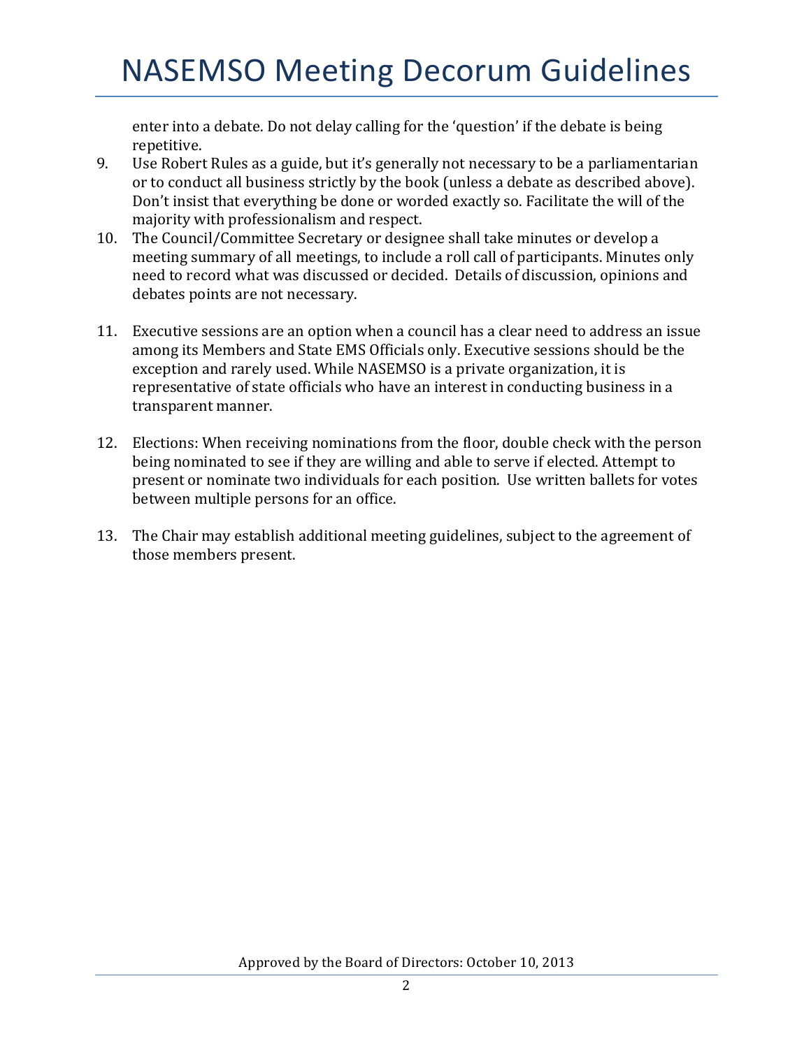enter into a debate. Do not delay calling for the 'question' if the debate is being repetitive.

9. Use Robert Rules as a guide, but it's generally not necessary to be a parliamentarian or to conduct all business strictly by the book (unless a debate as described above). Don't insist that everything be done or worded exactly so. Facilitate the will of the majority with professionalism and respect.
10. The Council/Committee Secretary or designee shall take minutes or develop a meeting summary of all meetings, to include a roll call of participants. Minutes only need to record what was discussed or decided. Details of discussion, opinions and debates points are not necessary.
11. Executive sessions are an option when a council has a clear need to address an issue among its Members and State EMS Officials only. Executive sessions should be the exception and rarely used. While NASEMSO is a private organization, it is representative of state officials who have an interest in conducting business in a transparent manner.
12. Elections: When receiving nominations from the floor, double check with the person being nominated to see if they are willing and able to serve if elected. Attempt to present or nominate two individuals for each position. Use written ballets for votes between multiple persons for an office.
13. The Chair may establish additional meeting guidelines, subject to the agreement of those members present.

Approved by the Board of Directors: October 10, 2013